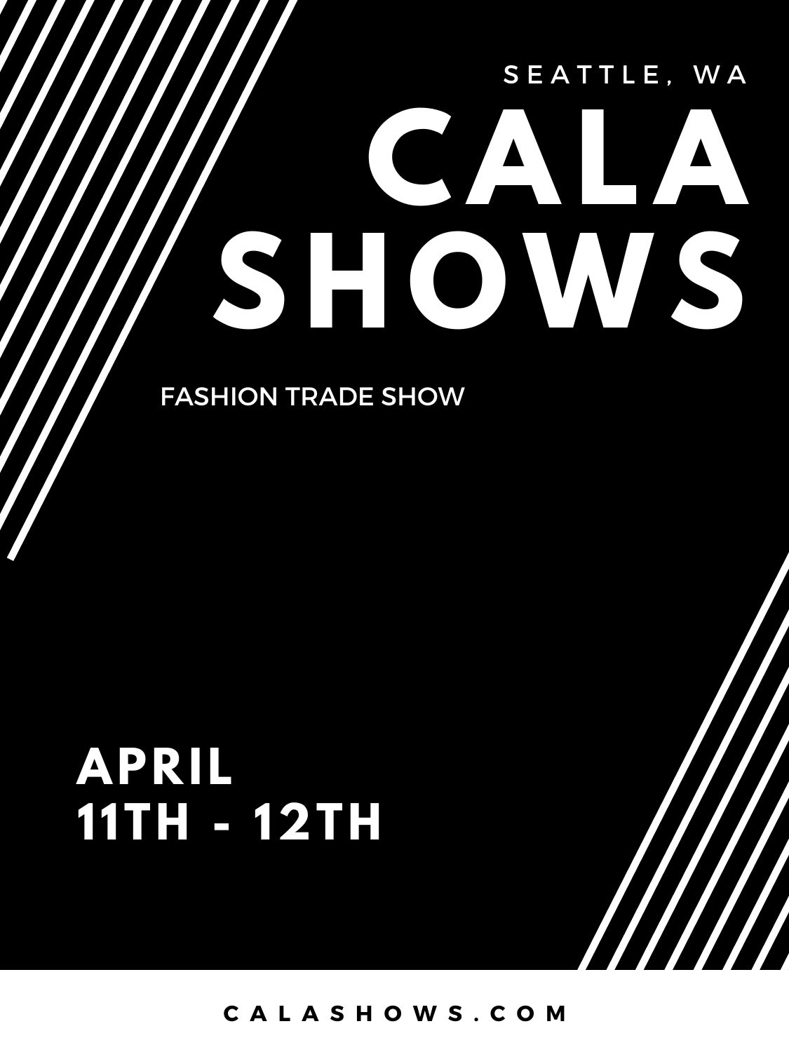SEATTLE, WA

# CALA SHOWS

FASHION TRADE SHOW

## APRIL 11TH - 12TH

CALASHOWS.COM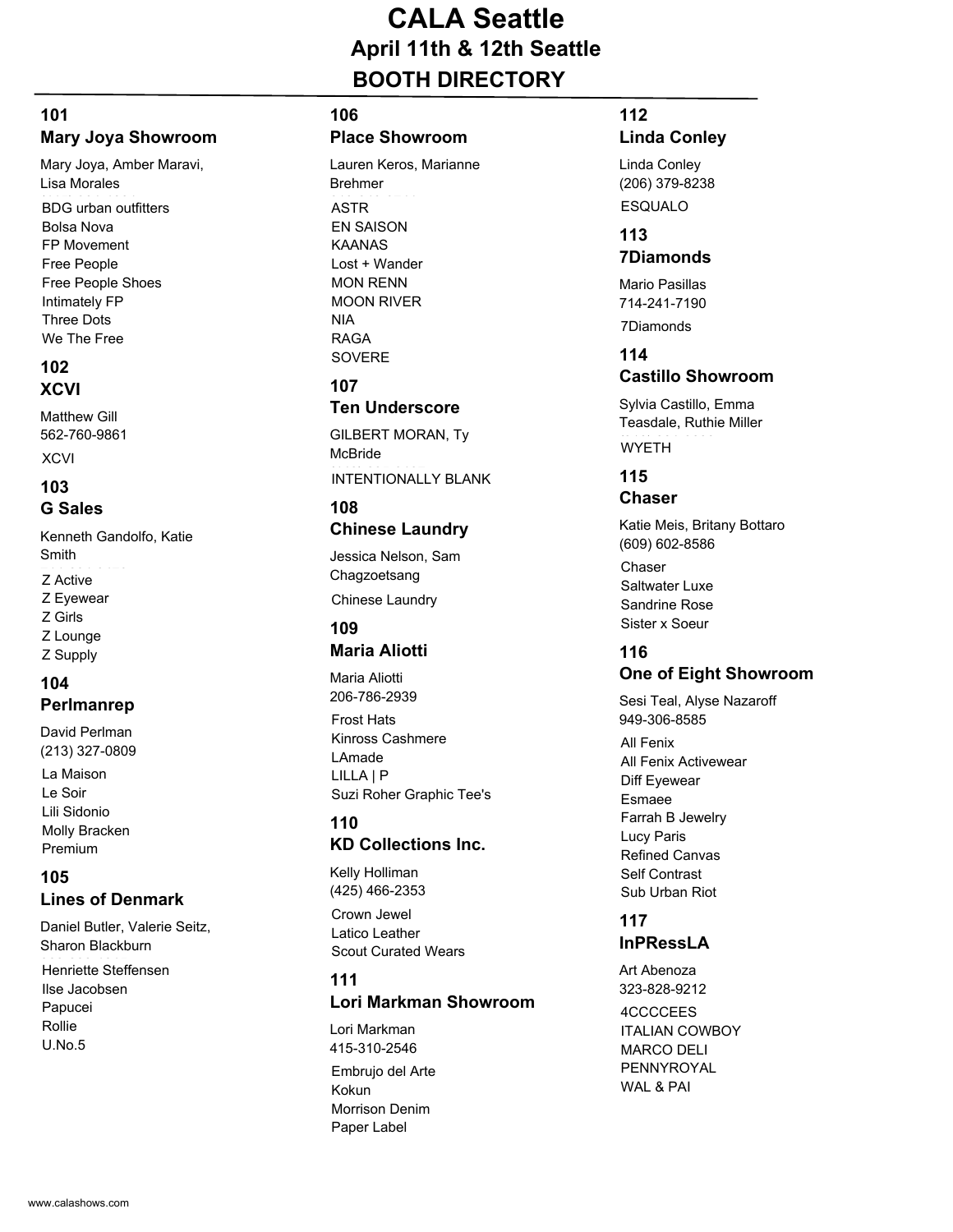# CALA Seattle

## April 11th & 12th Seattle

## BOOTH DIRECTORY

### 101
### Mary Joya Showroom

Mary Joya, Amber Maravi, Lisa Morales

- BDG urban outfitters
- Bolsa Nova
- FP Movement
- Free People
- Free People Shoes
- Intimately FP
- Three Dots
- We The Free

### 102
### XCVI

Matthew Gill
562-760-9861

- XCVI

### 103
### G Sales

Kenneth Gandolfo, Katie Smith

- Z Active
- Z Eyewear
- Z Girls
- Z Lounge
- Z Supply

### 104
### Perlmanrep

David Perlman
(213) 327-0809

- La Maison
- Le Soir
- Lili Sidonio
- Molly Bracken
- Premium

### 105
### Lines of Denmark

Daniel Butler, Valerie Seitz, Sharon Blackburn

- Henriette Steffensen
- Ilse Jacobsen
- Papucei
- Rollie
- U.No.5

### 106
### Place Showroom

Lauren Keros, Marianne Brehmer

- ASTR
- EN SAISON
- KAANAS
- Lost + Wander
- MON RENN
- MOON RIVER
- NIA
- RAGA
- SOVERE

### 107
### Ten Underscore

GILBERT MORAN, Ty McBride

- INTENTIONALLY BLANK

### 108
### Chinese Laundry

Jessica Nelson, Sam Chagzoetsang

- Chinese Laundry

### 109
### Maria Aliotti

Maria Aliotti
206-786-2939

- Frost Hats
- Kinross Cashmere
- LAmade
- LILLA | P
- Suzi Roher Graphic Tee's

### 110
### KD Collections Inc.

Kelly Holliman
(425) 466-2353

- Crown Jewel
- Latico Leather
- Scout Curated Wears

### 111
### Lori Markman Showroom

Lori Markman
415-310-2546

- Embrujo del Arte
- Kokun
- Morrison Denim
- Paper Label

### 112
### Linda Conley

Linda Conley
(206) 379-8238

- ESQUALO

### 113
### 7Diamonds

Mario Pasillas
714-241-7190

- 7Diamonds

### 114
### Castillo Showroom

Sylvia Castillo, Emma Teasdale, Ruthie Miller

- WYETH

### 115
### Chaser

Katie Meis, Britany Bottaro
(609) 602-8586

- Chaser
- Saltwater Luxe
- Sandrine Rose
- Sister x Soeur

### 116
### One of Eight Showroom

Sesi Teal, Alyse Nazaroff
949-306-8585

- All Fenix
- All Fenix Activewear
- Diff Eyewear
- Esmaee
- Farrah B Jewelry
- Lucy Paris
- Refined Canvas
- Self Contrast
- Sub Urban Riot

### 117
### InPRessLA

Art Abenoza
323-828-9212

- 4CCCCEES
- ITALIAN COWBOY
- MARCO DELI
- PENNYROYAL
- WAL & PAI

www.calashows.com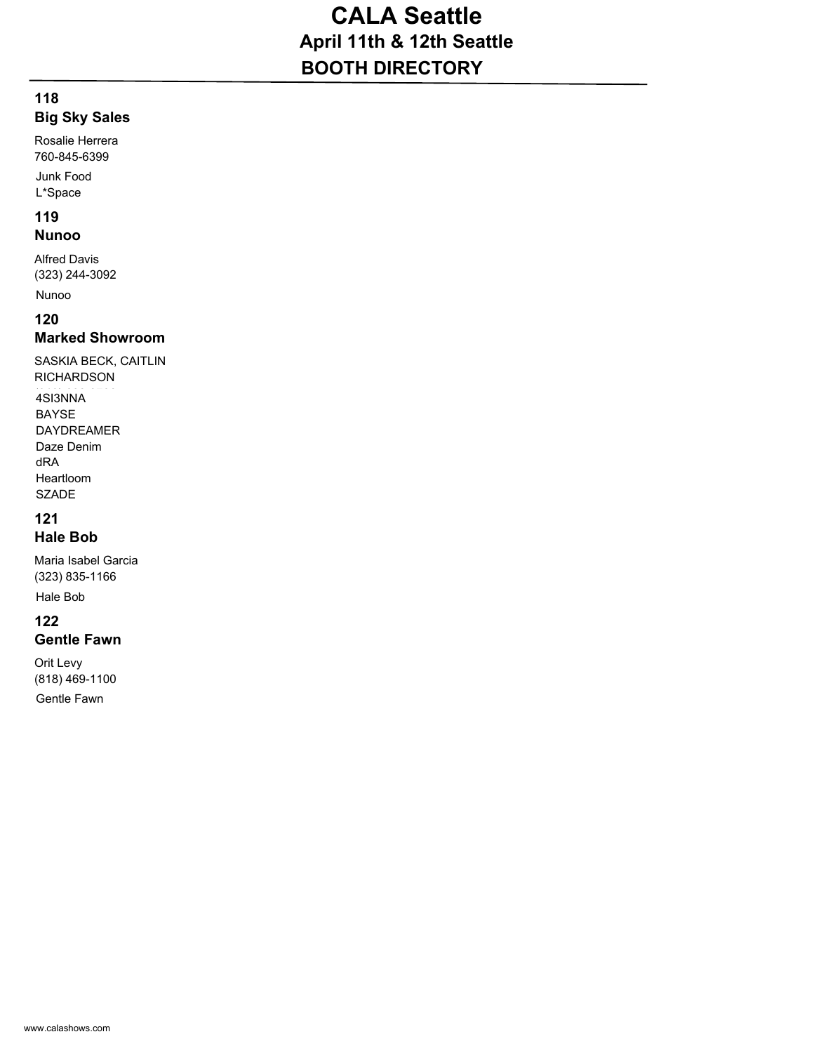# CALA Seattle

## April 11th & 12th Seattle

## BOOTH DIRECTORY

### 118
### Big Sky Sales

Rosalie Herrera
760-845-6399

Junk Food
L*Space

### 119
### Nunoo

Alfred Davis
(323) 244-3092

Nunoo

### 120
### Marked Showroom

SASKIA BECK, CAITLIN RICHARDSON

4SI3NNA
BAYSE
DAYDREAMER
Daze Denim
dRA
Heartloom
SZADE

### 121
### Hale Bob

Maria Isabel Garcia
(323) 835-1166

Hale Bob

### 122
### Gentle Fawn

Orit Levy
(818) 469-1100

Gentle Fawn

www.calashows.com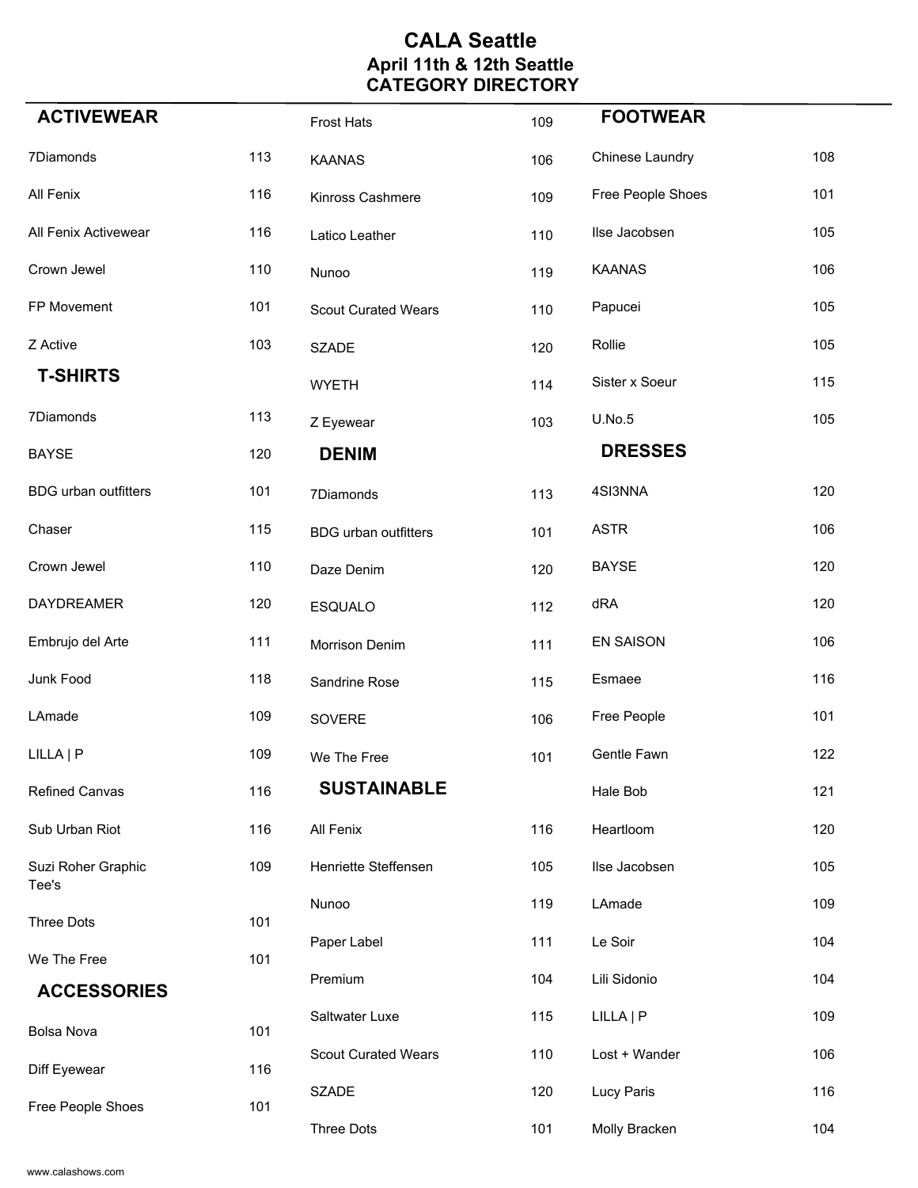# CALA Seattle

## April 11th & 12th Seattle

## CATEGORY DIRECTORY

### ACTIVEWEAR

| | |
|---|---|
| 7Diamonds | 113 |
| All Fenix | 116 |
| All Fenix Activewear | 116 |
| Crown Jewel | 110 |
| FP Movement | 101 |
| Z Active | 103 |

### T-SHIRTS

| | |
|---|---|
| 7Diamonds | 113 |
| BAYSE | 120 |
| BDG urban outfitters | 101 |
| Chaser | 115 |
| Crown Jewel | 110 |
| DAYDREAMER | 120 |
| Embrujo del Arte | 111 |
| Junk Food | 118 |
| LAmade | 109 |
| LILLA \| P | 109 |
| Refined Canvas | 116 |
| Sub Urban Riot | 116 |
| Suzi Roher Graphic Tee's | 109 |
| Three Dots | 101 |
| We The Free | 101 |

### ACCESSORIES

| | |
|---|---|
| Bolsa Nova | 101 |
| Diff Eyewear | 116 |
| Free People Shoes | 101 |
| Frost Hats | 109 |
| KAANAS | 106 |
| Kinross Cashmere | 109 |
| Latico Leather | 110 |
| Nunoo | 119 |
| Scout Curated Wears | 110 |
| SZADE | 120 |
| WYETH | 114 |
| Z Eyewear | 103 |

### DENIM

| | |
|---|---|
| 7Diamonds | 113 |
| BDG urban outfitters | 101 |
| Daze Denim | 120 |
| ESQUALO | 112 |
| Morrison Denim | 111 |
| Sandrine Rose | 115 |
| SOVERE | 106 |
| We The Free | 101 |

### SUSTAINABLE

| | |
|---|---|
| All Fenix | 116 |
| Henriette Steffensen | 105 |
| Nunoo | 119 |
| Paper Label | 111 |
| Premium | 104 |
| Saltwater Luxe | 115 |
| Scout Curated Wears | 110 |
| SZADE | 120 |
| Three Dots | 101 |

### FOOTWEAR

| | |
|---|---|
| Chinese Laundry | 108 |
| Free People Shoes | 101 |
| Ilse Jacobsen | 105 |
| KAANAS | 106 |
| Papucei | 105 |
| Rollie | 105 |
| Sister x Soeur | 115 |
| U.No.5 | 105 |

### DRESSES

| | |
|---|---|
| 4SI3NNA | 120 |
| ASTR | 106 |
| BAYSE | 120 |
| dRA | 120 |
| EN SAISON | 106 |
| Esmaee | 116 |
| Free People | 101 |
| Gentle Fawn | 122 |
| Hale Bob | 121 |
| Heartloom | 120 |
| Ilse Jacobsen | 105 |
| LAmade | 109 |
| Le Soir | 104 |
| Lili Sidonio | 104 |
| LILLA \| P | 109 |
| Lost + Wander | 106 |
| Lucy Paris | 116 |
| Molly Bracken | 104 |

www.calashows.com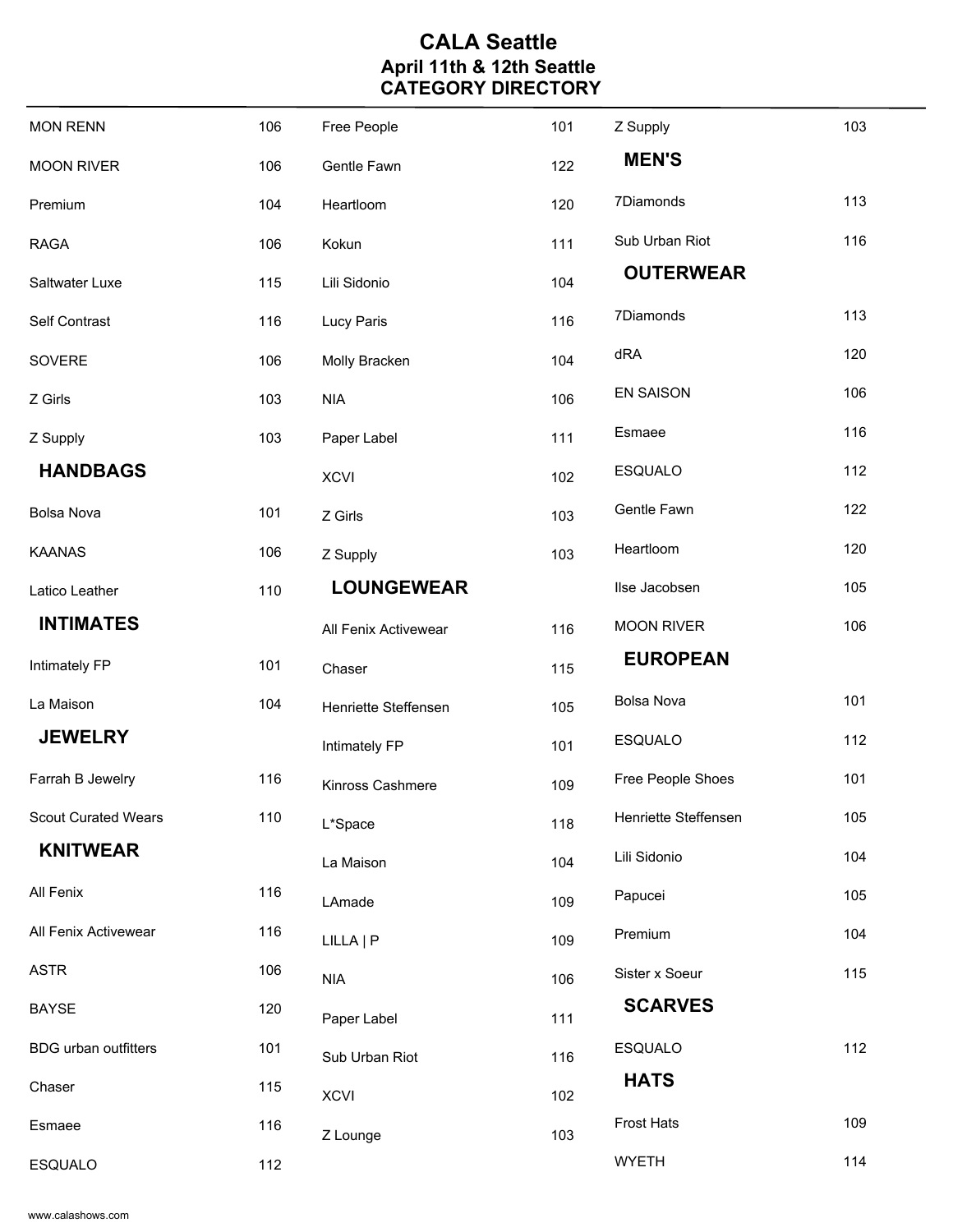# CALA Seattle
## April 11th & 12th Seattle
## CATEGORY DIRECTORY

| | |
|---|---|
| MON RENN | 106 |
| MOON RIVER | 106 |
| Premium | 104 |
| RAGA | 106 |
| Saltwater Luxe | 115 |
| Self Contrast | 116 |
| SOVERE | 106 |
| Z Girls | 103 |
| Z Supply | 103 |

### HANDBAGS

| | |
|---|---|
| Bolsa Nova | 101 |
| KAANAS | 106 |
| Latico Leather | 110 |

### INTIMATES

| | |
|---|---|
| Intimately FP | 101 |
| La Maison | 104 |

### JEWELRY

| | |
|---|---|
| Farrah B Jewelry | 116 |
| Scout Curated Wears | 110 |

### KNITWEAR

| | |
|---|---|
| All Fenix | 116 |
| All Fenix Activewear | 116 |
| ASTR | 106 |
| BAYSE | 120 |
| BDG urban outfitters | 101 |
| Chaser | 115 |
| Esmaee | 116 |
| ESQUALO | 112 |
| Free People | 101 |
| Gentle Fawn | 122 |
| Heartloom | 120 |
| Kokun | 111 |
| Lili Sidonio | 104 |
| Lucy Paris | 116 |
| Molly Bracken | 104 |
| NIA | 106 |
| Paper Label | 111 |
| XCVI | 102 |
| Z Girls | 103 |
| Z Supply | 103 |

### LOUNGEWEAR

| | |
|---|---|
| All Fenix Activewear | 116 |
| Chaser | 115 |
| Henriette Steffensen | 105 |
| Intimately FP | 101 |
| Kinross Cashmere | 109 |
| L*Space | 118 |
| La Maison | 104 |
| LAmade | 109 |
| LILLA \| P | 109 |
| NIA | 106 |
| Paper Label | 111 |
| Sub Urban Riot | 116 |
| XCVI | 102 |
| Z Lounge | 103 |
| Z Supply | 103 |

### MEN'S

| | |
|---|---|
| 7Diamonds | 113 |
| Sub Urban Riot | 116 |

### OUTERWEAR

| | |
|---|---|
| 7Diamonds | 113 |
| dRA | 120 |
| EN SAISON | 106 |
| Esmaee | 116 |
| ESQUALO | 112 |
| Gentle Fawn | 122 |
| Heartloom | 120 |
| Ilse Jacobsen | 105 |
| MOON RIVER | 106 |

### EUROPEAN

| | |
|---|---|
| Bolsa Nova | 101 |
| ESQUALO | 112 |
| Free People Shoes | 101 |
| Henriette Steffensen | 105 |
| Lili Sidonio | 104 |
| Papucei | 105 |
| Premium | 104 |
| Sister x Soeur | 115 |

### SCARVES

| | |
|---|---|
| ESQUALO | 112 |

### HATS

| | |
|---|---|
| Frost Hats | 109 |
| WYETH | 114 |

www.calashows.com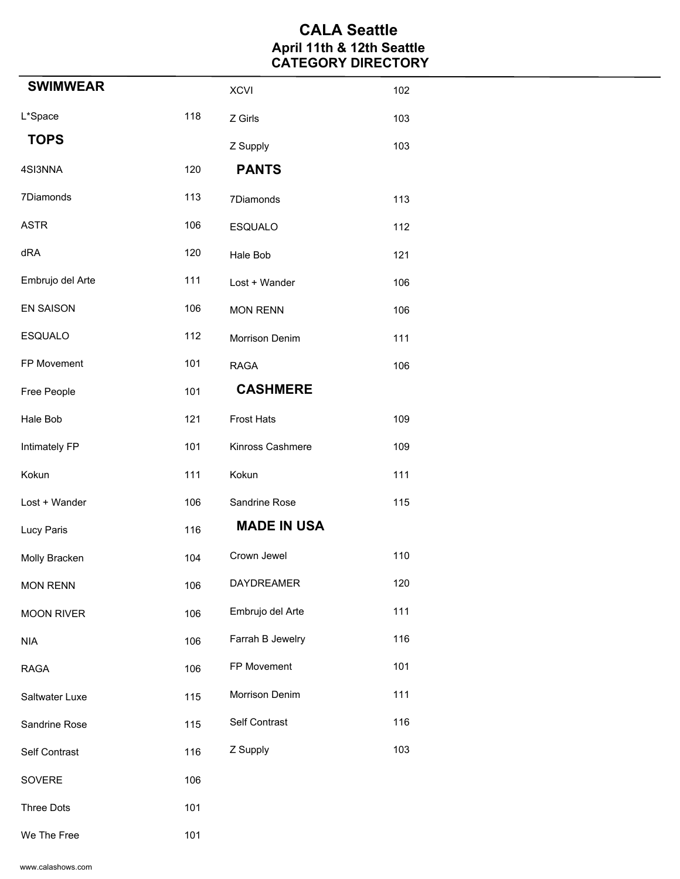# CALA Seattle

## April 11th & 12th Seattle

## CATEGORY DIRECTORY

### SWIMWEAR

| | |
|---|---|
| L*Space | 118 |

### TOPS

| | |
|---|---|
| 4SI3NNA | 120 |
| 7Diamonds | 113 |
| ASTR | 106 |
| dRA | 120 |
| Embrujo del Arte | 111 |
| EN SAISON | 106 |
| ESQUALO | 112 |
| FP Movement | 101 |
| Free People | 101 |
| Hale Bob | 121 |
| Intimately FP | 101 |
| Kokun | 111 |
| Lost + Wander | 106 |
| Lucy Paris | 116 |
| Molly Bracken | 104 |
| MON RENN | 106 |
| MOON RIVER | 106 |
| NIA | 106 |
| RAGA | 106 |
| Saltwater Luxe | 115 |
| Sandrine Rose | 115 |
| Self Contrast | 116 |
| SOVERE | 106 |
| Three Dots | 101 |
| We The Free | 101 |
| XCVI | 102 |
| Z Girls | 103 |
| Z Supply | 103 |

### PANTS

| | |
|---|---|
| 7Diamonds | 113 |
| ESQUALO | 112 |
| Hale Bob | 121 |
| Lost + Wander | 106 |
| MON RENN | 106 |
| Morrison Denim | 111 |
| RAGA | 106 |

### CASHMERE

| | |
|---|---|
| Frost Hats | 109 |
| Kinross Cashmere | 109 |
| Kokun | 111 |
| Sandrine Rose | 115 |

### MADE IN USA

| | |
|---|---|
| Crown Jewel | 110 |
| DAYDREAMER | 120 |
| Embrujo del Arte | 111 |
| Farrah B Jewelry | 116 |
| FP Movement | 101 |
| Morrison Denim | 111 |
| Self Contrast | 116 |
| Z Supply | 103 |

www.calashows.com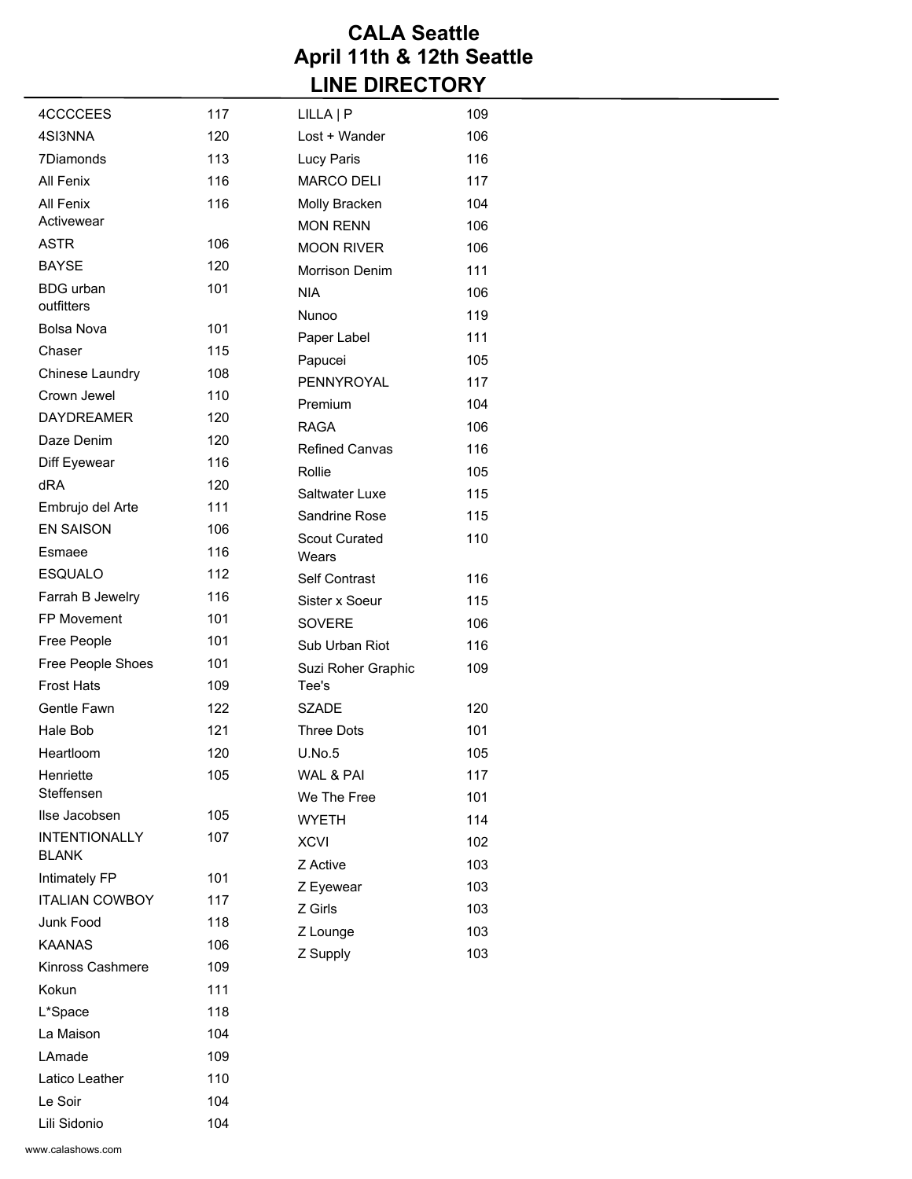# CALA Seattle
# April 11th & 12th Seattle
## LINE DIRECTORY

| | |
|---|---|
| 4CCCCEES | 117 |
| 4SI3NNA | 120 |
| 7Diamonds | 113 |
| All Fenix | 116 |
| All Fenix Activewear | 116 |
| ASTR | 106 |
| BAYSE | 120 |
| BDG urban outfitters | 101 |
| Bolsa Nova | 101 |
| Chaser | 115 |
| Chinese Laundry | 108 |
| Crown Jewel | 110 |
| DAYDREAMER | 120 |
| Daze Denim | 120 |
| Diff Eyewear | 116 |
| dRA | 120 |
| Embrujo del Arte | 111 |
| EN SAISON | 106 |
| Esmaee | 116 |
| ESQUALO | 112 |
| Farrah B Jewelry | 116 |
| FP Movement | 101 |
| Free People | 101 |
| Free People Shoes | 101 |
| Frost Hats | 109 |
| Gentle Fawn | 122 |
| Hale Bob | 121 |
| Heartloom | 120 |
| Henriette Steffensen | 105 |
| Ilse Jacobsen | 105 |
| INTENTIONALLY BLANK | 107 |
| Intimately FP | 101 |
| ITALIAN COWBOY | 117 |
| Junk Food | 118 |
| KAANAS | 106 |
| Kinross Cashmere | 109 |
| Kokun | 111 |
| L*Space | 118 |
| La Maison | 104 |
| LAmade | 109 |
| Latico Leather | 110 |
| Le Soir | 104 |
| Lili Sidonio | 104 |
| LILLA \| P | 109 |
| Lost + Wander | 106 |
| Lucy Paris | 116 |
| MARCO DELI | 117 |
| Molly Bracken | 104 |
| MON RENN | 106 |
| MOON RIVER | 106 |
| Morrison Denim | 111 |
| NIA | 106 |
| Nunoo | 119 |
| Paper Label | 111 |
| Papucei | 105 |
| PENNYROYAL | 117 |
| Premium | 104 |
| RAGA | 106 |
| Refined Canvas | 116 |
| Rollie | 105 |
| Saltwater Luxe | 115 |
| Sandrine Rose | 115 |
| Scout Curated Wears | 110 |
| Self Contrast | 116 |
| Sister x Soeur | 115 |
| SOVERE | 106 |
| Sub Urban Riot | 116 |
| Suzi Roher Graphic Tee's | 109 |
| SZADE | 120 |
| Three Dots | 101 |
| U.No.5 | 105 |
| WAL & PAI | 117 |
| We The Free | 101 |
| WYETH | 114 |
| XCVI | 102 |
| Z Active | 103 |
| Z Eyewear | 103 |
| Z Girls | 103 |
| Z Lounge | 103 |
| Z Supply | 103 |

www.calashows.com